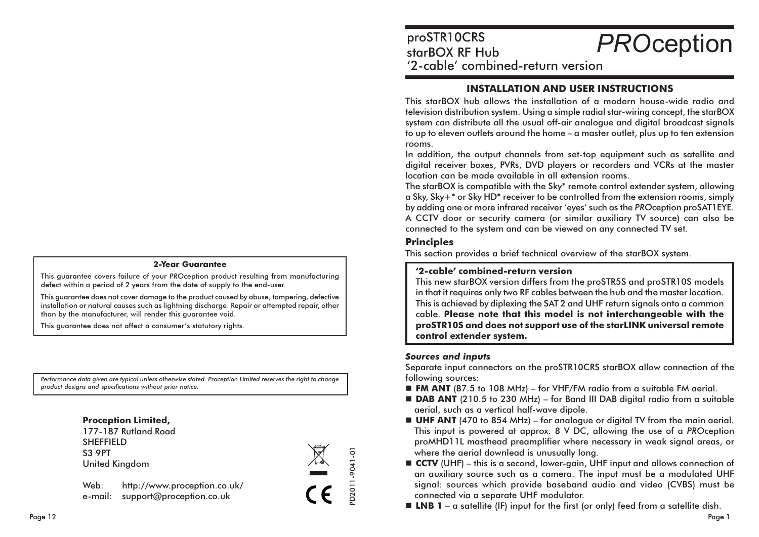proSTR10CRS
starBOX RF Hub
'2-cable' combined-return version

*PRO*ception

## INSTALLATION AND USER INSTRUCTIONS

This starBOX hub allows the installation of a modern house-wide radio and television distribution system. Using a simple radial star-wiring concept, the starBOX system can distribute all the usual off-air analogue and digital broadcast signals to up to eleven outlets around the home – a master outlet, plus up to ten extension rooms.

In addition, the output channels from set-top equipment such as satellite and digital receiver boxes, PVRs, DVD players or recorders and VCRs at the master location can be made available in all extension rooms.

The starBOX is compatible with the Sky* remote control extender system, allowing a Sky, Sky+* or Sky HD* receiver to be controlled from the extension rooms, simply by adding one or more infrared receiver 'eyes' such as the *PRO*ception proSAT1EYE.

A CCTV door or security camera (or similar auxiliary TV source) can also be connected to the system and can be viewed on any connected TV set.

### Principles

This section provides a brief technical overview of the starBOX system.

> **'2-cable' combined-return version**
> This new starBOX version differs from the proSTR5S and proSTR10S models in that it requires only two RF cables between the hub and the master location. This is achieved by diplexing the SAT 2 and UHF return signals onto a common cable. **Please note that this model is not interchangeable with the proSTR10S and does not support use of the starLINK universal remote control extender system.**

#### *Sources and inputs*

Separate input connectors on the proSTR10CRS starBOX allow connection of the following sources:

- **FM ANT** (87.5 to 108 MHz) – for VHF/FM radio from a suitable FM aerial.
- **DAB ANT** (210.5 to 230 MHz) – for Band III DAB digital radio from a suitable aerial, such as a vertical half-wave dipole.
- **UHF ANT** (470 to 854 MHz) – for analogue or digital TV from the main aerial. This input is powered at approx. 8 V DC, allowing the use of a *PRO*ception proMHD11L masthead preamplifier where necessary in weak signal areas, or where the aerial downlead is unusually long.
- **CCTV** (UHF) – this is a second, lower-gain, UHF input and allows connection of an auxiliary source such as a camera. The input must be a modulated UHF signal: sources which provide baseband audio and video (CVBS) must be connected via a separate UHF modulator.
- **LNB 1** – a satellite (IF) input for the first (or only) feed from a satellite dish.

---

**2-Year Guarantee**

This guarantee covers failure of your *PRO*ception product resulting from manufacturing defect within a period of 2 years from the date of supply to the end-user.

This guarantee does not cover damage to the product caused by abuse, tampering, defective installation or natural causes such as lightning discharge. Repair or attempted repair, other than by the manufacturer, will render this guarantee void.

This guarantee does not affect a consumer's statutory rights.

*Performance data given are typical unless otherwise stated. Proception Limited reserves the right to change product designs and specifications without prior notice.*

**Proception Limited,**
177-187 Rutland Road
SHEFFIELD
S3 9PT
United Kingdom

Web: http://www.proception.co.uk/
e-mail: support@proception.co.uk

PD2011-9041-01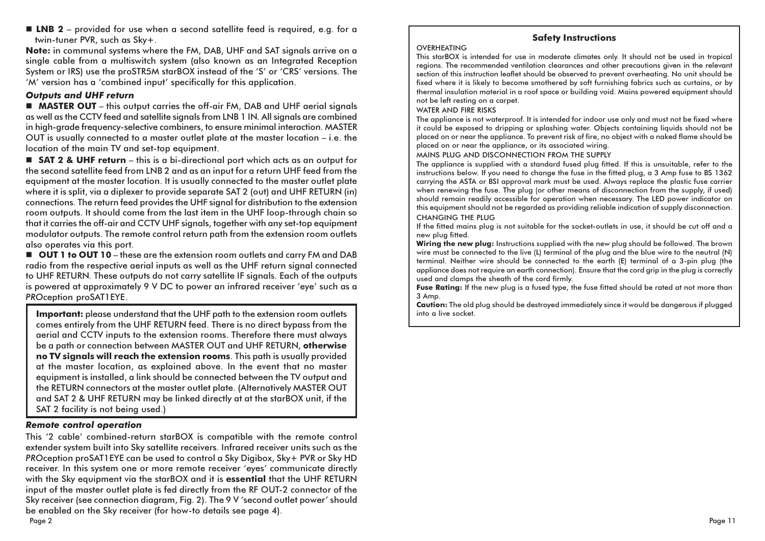- **LNB 2** – provided for use when a second satellite feed is required, e.g. for a twin-tuner PVR, such as Sky+.

**Note:** in communal systems where the FM, DAB, UHF and SAT signals arrive on a single cable from a multiswitch system (also known as an Integrated Reception System or IRS) use the proSTR5M starBOX instead of the 'S' or 'CRS' versions. The 'M' version has a 'combined input' specifically for this application.

### *Outputs and UHF return*

- **MASTER OUT** – this output carries the off-air FM, DAB and UHF aerial signals as well as the CCTV feed and satellite signals from LNB 1 IN. All signals are combined in high-grade frequency-selective combiners, to ensure minimal interaction. MASTER OUT is usually connected to a master outlet plate at the master location – i.e. the location of the main TV and set-top equipment.
- **SAT 2 & UHF return** – this is a bi-directional port which acts as an output for the second satellite feed from LNB 2 and as an input for a return UHF feed from the equipment at the master location. It is usually connected to the master outlet plate where it is split, via a diplexer to provide separate SAT 2 (out) and UHF RETURN (in) connections. The return feed provides the UHF signal for distribution to the extension room outputs. It should come from the last item in the UHF loop-through chain so that it carries the off-air and CCTV UHF signals, together with any set-top equipment modulator outputs. The remote control return path from the extension room outlets also operates via this port.
- **OUT 1 to OUT 10** – these are the extension room outlets and carry FM and DAB radio from the respective aerial inputs as well as the UHF return signal connected to UHF RETURN. These outputs do not carry satellite IF signals. Each of the outputs is powered at approximately 9 V DC to power an infrared receiver 'eye' such as a *PRO*ception proSAT1EYE.

> **Important:** please understand that the UHF path to the extension room outlets comes entirely from the UHF RETURN feed. There is no direct bypass from the aerial and CCTV inputs to the extension rooms. Therefore there must always be a path or connection between MASTER OUT and UHF RETURN, **otherwise no TV signals will reach the extension rooms**. This path is usually provided at the master location, as explained above. In the event that no master equipment is installed, a link should be connected between the TV output and the RETURN connectors at the master outlet plate. (Alternatively MASTER OUT and SAT 2 & UHF RETURN may be linked directly at at the starBOX unit, if the SAT 2 facility is not being used.)

### *Remote control operation*

This '2 cable' combined-return starBOX is compatible with the remote control extender system built into Sky satellite receivers. Infrared receiver units such as the *PRO*ception proSAT1EYE can be used to control a Sky Digibox, Sky+ PVR or Sky HD receiver. In this system one or more remote receiver 'eyes' communicate directly with the Sky equipment via the starBOX and it is **essential** that the UHF RETURN input of the master outlet plate is fed directly from the RF OUT-2 connector of the Sky receiver (see connection diagram, Fig. 2). The 9 V 'second outlet power' should be enabled on the Sky receiver (for how-to details see page 4).

## Safety Instructions

OVERHEATING

This starBOX is intended for use in moderate climates only. It should not be used in tropical regions. The recommended ventilation clearances and other precautions given in the relevant section of this instruction leaflet should be observed to prevent overheating. No unit should be fixed where it is likely to become smothered by soft furnishing fabrics such as curtains, or by thermal insulation material in a roof space or building void. Mains powered equipment should not be left resting on a carpet.

WATER AND FIRE RISKS

The appliance is not waterproof. It is intended for indoor use only and must not be fixed where it could be exposed to dripping or splashing water. Objects containing liquids should not be placed on or near the appliance. To prevent risk of fire, no object with a naked flame should be placed on or near the appliance, or its associated wiring.

MAINS PLUG AND DISCONNECTION FROM THE SUPPLY

The appliance is supplied with a standard fused plug fitted. If this is unsuitable, refer to the instructions below. If you need to change the fuse in the fitted plug, a 3 Amp fuse to BS 1362 carrying the ASTA or BSI approval mark must be used. Always replace the plastic fuse carrier when renewing the fuse. The plug (or other means of disconnection from the supply, if used) should remain readily accessible for operation when necessary. The LED power indicator on this equipment should not be regarded as providing reliable indication of supply disconnection.

CHANGING THE PLUG

If the fitted mains plug is not suitable for the socket-outlets in use, it should be cut off and a new plug fitted.

**Wiring the new plug:** Instructions supplied with the new plug should be followed. The brown wire must be connected to the live (L) terminal of the plug and the blue wire to the neutral (N) terminal. Neither wire should be connected to the earth (E) terminal of a 3-pin plug (the appliance does not require an earth connection). Ensure that the cord grip in the plug is correctly used and clamps the sheath of the cord firmly.

**Fuse Rating:** If the new plug is a fused type, the fuse fitted should be rated at not more than 3 Amp.

**Caution:** The old plug should be destroyed immediately since it would be dangerous if plugged into a live socket.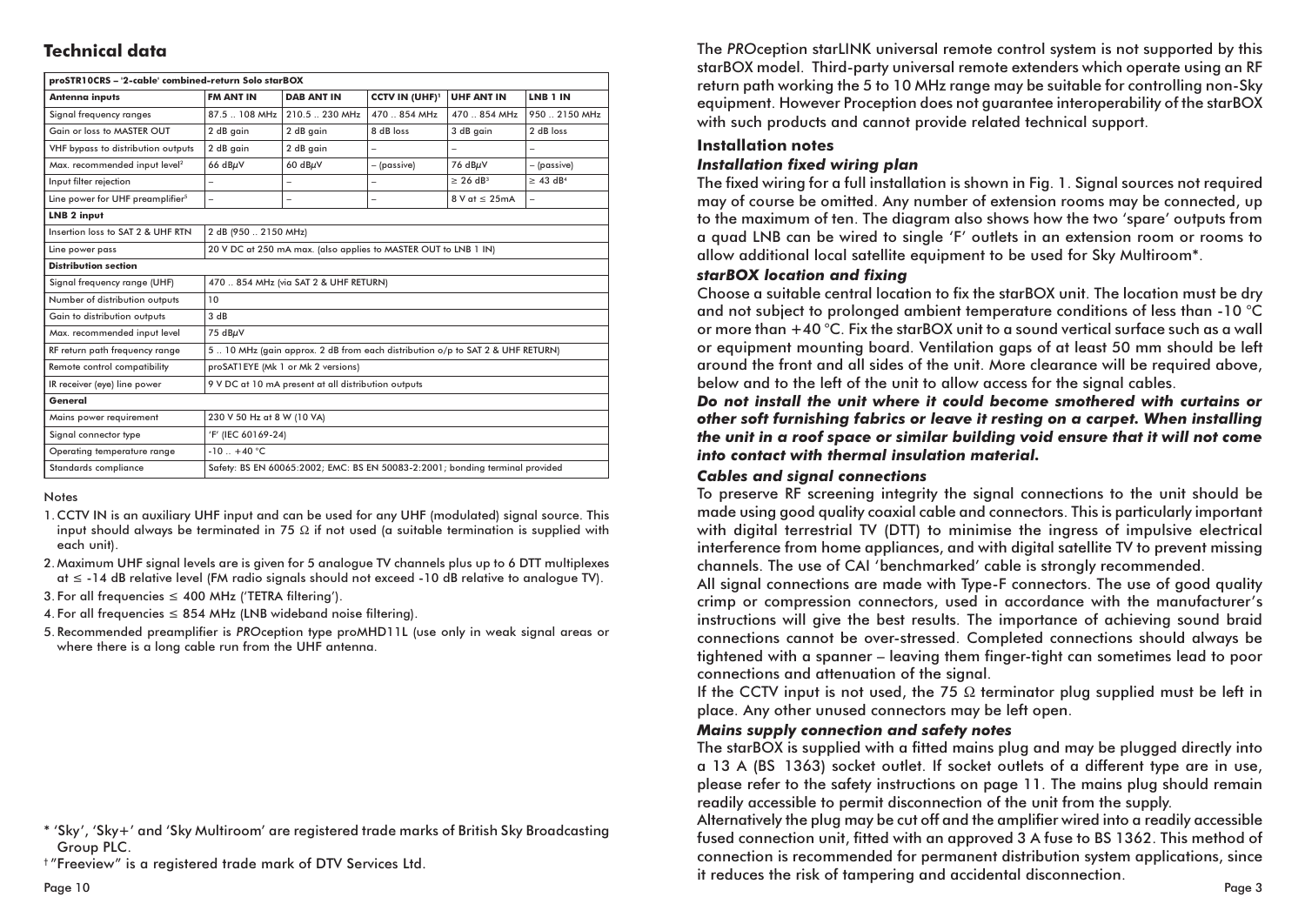## Technical data

| proSTR10CRS – '2-cable' combined-return Solo starBOX | | | | | |
|---|---|---|---|---|---|
| **Antenna inputs** | **FM ANT IN** | **DAB ANT IN** | **CCTV IN (UHF)[1]** | **UHF ANT IN** | **LNB 1 IN** |
| Signal frequency ranges | 87.5 .. 108 MHz | 210.5 .. 230 MHz | 470 .. 854 MHz | 470 .. 854 MHz | 950 .. 2150 MHz |
| Gain or loss to MASTER OUT | 2 dB gain | 2 dB gain | 8 dB loss | 3 dB gain | 2 dB loss |
| VHF bypass to distribution outputs | 2 dB gain | 2 dB gain | – | – | – |
| Max. recommended input level[2] | 66 dBμV | 60 dBμV | – (passive) | 76 dBμV | – (passive) |
| Input filter rejection | – | – | – | ≥ 26 dB[3] | ≥ 43 dB[4] |
| Line power for UHF preamplifier[5] | – | – | – | 8 V at ≤ 25mA | – |
| **LNB 2 input** | | | | | |
| Insertion loss to SAT 2 & UHF RTN | 2 dB (950 .. 2150 MHz) | | | | |
| Line power pass | 20 V DC at 250 mA max. (also applies to MASTER OUT to LNB 1 IN) | | | | |
| **Distribution section** | | | | | |
| Signal frequency range (UHF) | 470 .. 854 MHz (via SAT 2 & UHF RETURN) | | | | |
| Number of distribution outputs | 10 | | | | |
| Gain to distribution outputs | 3 dB | | | | |
| Max. recommended input level | 75 dBμV | | | | |
| RF return path frequency range | 5 .. 10 MHz (gain approx. 2 dB from each distribution o/p to SAT 2 & UHF RETURN) | | | | |
| Remote control compatibility | proSAT1EYE (Mk 1 or Mk 2 versions) | | | | |
| IR receiver (eye) line power | 9 V DC at 10 mA present at all distribution outputs | | | | |
| **General** | | | | | |
| Mains power requirement | 230 V 50 Hz at 8 W (10 VA) | | | | |
| Signal connector type | 'F' (IEC 60169-24) | | | | |
| Operating temperature range | -10 .. +40 °C | | | | |
| Standards compliance | Safety: BS EN 60065:2002; EMC: BS EN 50083-2:2001; bonding terminal provided | | | | |

Notes

1. CCTV IN is an auxiliary UHF input and can be used for any UHF (modulated) signal source. This input should always be terminated in 75 Ω if not used (a suitable termination is supplied with each unit).
2. Maximum UHF signal levels are is given for 5 analogue TV channels plus up to 6 DTT multiplexes at ≤ -14 dB relative level (FM radio signals should not exceed -10 dB relative to analogue TV).
3. For all frequencies ≤ 400 MHz ('TETRA filtering').
4. For all frequencies ≤ 854 MHz (LNB wideband noise filtering).
5. Recommended preamplifier is *PRO*ception type proMHD11L (use only in weak signal areas or where there is a long cable run from the UHF antenna.

\* 'Sky', 'Sky+' and 'Sky Multiroom' are registered trade marks of British Sky Broadcasting Group PLC.

† "Freeview" is a registered trade mark of DTV Services Ltd.

The *PRO*ception starLINK universal remote control system is not supported by this starBOX model. Third-party universal remote extenders which operate using an RF return path working the 5 to 10 MHz range may be suitable for controlling non-Sky equipment. However Proception does not guarantee interoperability of the starBOX with such products and cannot provide related technical support.

### Installation notes

#### *Installation fixed wiring plan*

The fixed wiring for a full installation is shown in Fig. 1. Signal sources not required may of course be omitted. Any number of extension rooms may be connected, up to the maximum of ten. The diagram also shows how the two 'spare' outputs from a quad LNB can be wired to single 'F' outlets in an extension room or rooms to allow additional local satellite equipment to be used for Sky Multiroom*.

#### *starBOX location and fixing*

Choose a suitable central location to fix the starBOX unit. The location must be dry and not subject to prolonged ambient temperature conditions of less than -10 °C or more than +40 °C. Fix the starBOX unit to a sound vertical surface such as a wall or equipment mounting board. Ventilation gaps of at least 50 mm should be left around the front and all sides of the unit. More clearance will be required above, below and to the left of the unit to allow access for the signal cables.

***Do not install the unit where it could become smothered with curtains or other soft furnishing fabrics or leave it resting on a carpet. When installing the unit in a roof space or similar building void ensure that it will not come into contact with thermal insulation material.***

#### *Cables and signal connections*

To preserve RF screening integrity the signal connections to the unit should be made using good quality coaxial cable and connectors. This is particularly important with digital terrestrial TV (DTT) to minimise the ingress of impulsive electrical interference from home appliances, and with digital satellite TV to prevent missing channels. The use of CAI 'benchmarked' cable is strongly recommended.

All signal connections are made with Type-F connectors. The use of good quality crimp or compression connectors, used in accordance with the manufacturer's instructions will give the best results. The importance of achieving sound braid connections cannot be over-stressed. Completed connections should always be tightened with a spanner – leaving them finger-tight can sometimes lead to poor connections and attenuation of the signal.

If the CCTV input is not used, the 75 Ω terminator plug supplied must be left in place. Any other unused connectors may be left open.

#### *Mains supply connection and safety notes*

The starBOX is supplied with a fitted mains plug and may be plugged directly into a 13 A (BS 1363) socket outlet. If socket outlets of a different type are in use, please refer to the safety instructions on page 11. The mains plug should remain readily accessible to permit disconnection of the unit from the supply.

Alternatively the plug may be cut off and the amplifier wired into a readily accessible fused connection unit, fitted with an approved 3 A fuse to BS 1362. This method of connection is recommended for permanent distribution system applications, since it reduces the risk of tampering and accidental disconnection.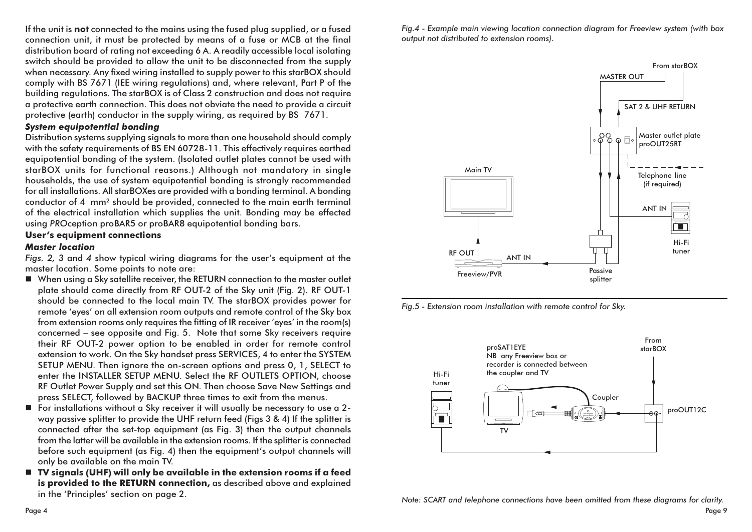If the unit is **not** connected to the mains using the fused plug supplied, or a fused connection unit, it must be protected by means of a fuse or MCB at the final distribution board of rating not exceeding 6 A. A readily accessible local isolating switch should be provided to allow the unit to be disconnected from the supply when necessary. Any fixed wiring installed to supply power to this starBOX should comply with BS 7671 (IEE wiring regulations) and, where relevant, Part P of the building regulations. The starBOX is of Class 2 construction and does not require a protective earth connection. This does not obviate the need to provide a circuit protective (earth) conductor in the supply wiring, as required by BS 7671.

***System equipotential bonding***

Distribution systems supplying signals to more than one household should comply with the safety requirements of BS EN 60728-11. This effectively requires earthed equipotential bonding of the system. (Isolated outlet plates cannot be used with starBOX units for functional reasons.) Although not mandatory in single households, the use of system equipotential bonding is strongly recommended for all installations. All starBOXes are provided with a bonding terminal. A bonding conductor of 4 mm² should be provided, connected to the main earth terminal of the electrical installation which supplies the unit. Bonding may be effected using *PRO*ception proBAR5 or proBAR8 equipotential bonding bars.

**User's equipment connections**

***Master location***

*Figs. 2, 3* and *4* show typical wiring diagrams for the user's equipment at the master location. Some points to note are:

- When using a Sky satellite receiver, the RETURN connection to the master outlet plate should come directly from RF OUT-2 of the Sky unit (Fig. 2). RF OUT-1 should be connected to the local main TV. The starBOX provides power for remote 'eyes' on all extension room outputs and remote control of the Sky box from extension rooms only requires the fitting of IR receiver 'eyes' in the room(s) concerned – see opposite and Fig. 5. Note that some Sky receivers require their RF OUT-2 power option to be enabled in order for remote control extension to work. On the Sky handset press SERVICES, 4 to enter the SYSTEM SETUP MENU. Then ignore the on-screen options and press 0, 1, SELECT to enter the INSTALLER SETUP MENU. Select the RF OUTLETS OPTION, choose RF Outlet Power Supply and set this ON. Then choose Save New Settings and press SELECT, followed by BACKUP three times to exit from the menus.
- For installations without a Sky receiver it will usually be necessary to use a 2-way passive splitter to provide the UHF return feed (Figs 3 & 4) If the splitter is connected after the set-top equipment (as Fig. 3) then the output channels from the latter will be available in the extension rooms. If the splitter is connected before such equipment (as Fig. 4) then the equipment's output channels will only be available on the main TV.
- **TV signals (UHF) will only be available in the extension rooms if a feed is provided to the RETURN connection,** as described above and explained in the 'Principles' section on page 2.

*Fig.4 - Example main viewing location connection diagram for Freeview system (with box output not distributed to extension rooms).*

*Fig.5 - Extension room installation with remote control for Sky.*

*Note: SCART and telephone connections have been omitted from these diagrams for clarity.*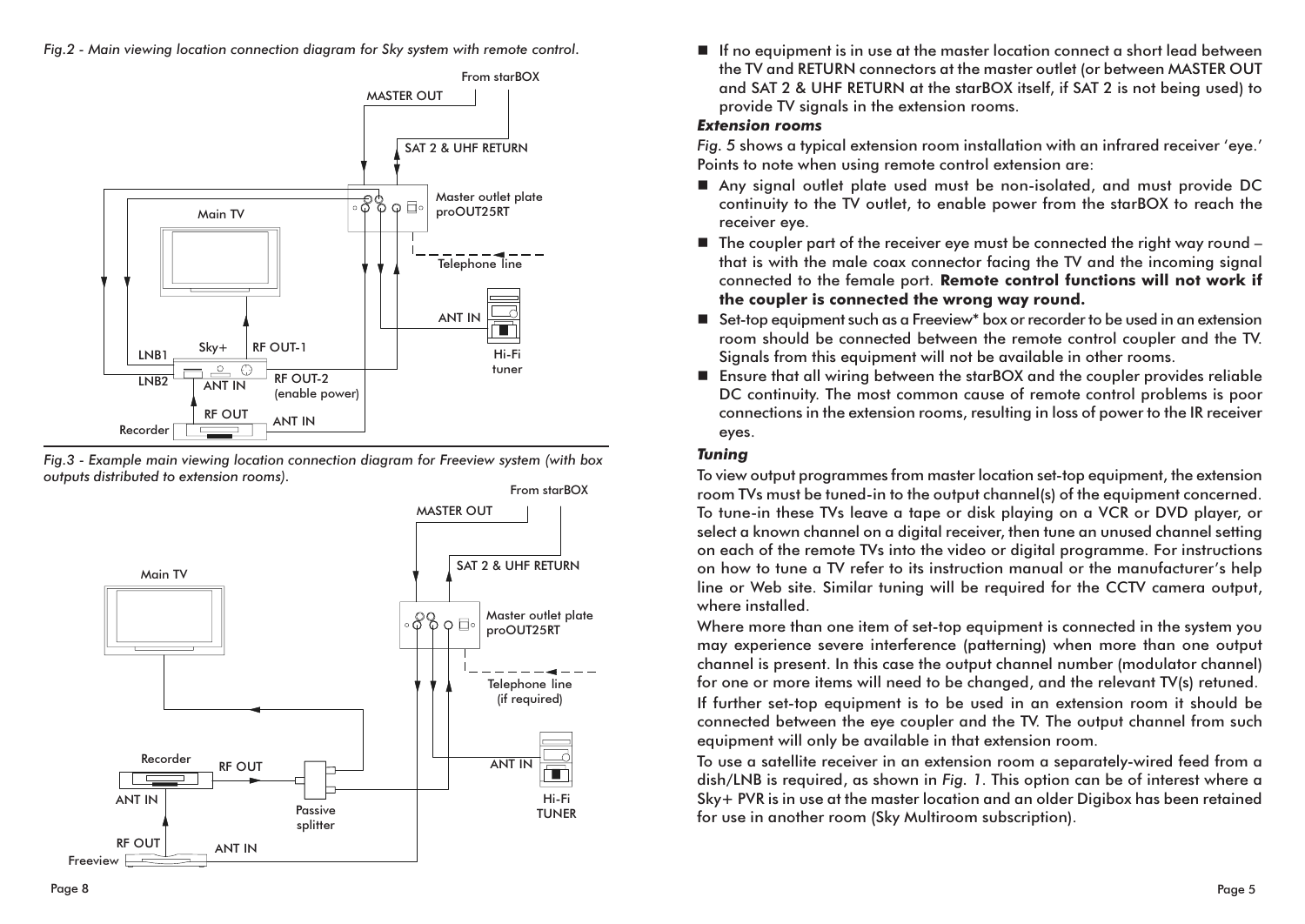*Fig.2 - Main viewing location connection diagram for Sky system with remote control.*

*Fig.3 - Example main viewing location connection diagram for Freeview system (with box outputs distributed to extension rooms).*

- If no equipment is in use at the master location connect a short lead between the TV and RETURN connectors at the master outlet (or between MASTER OUT and SAT 2 & UHF RETURN at the starBOX itself, if SAT 2 is not being used) to provide TV signals in the extension rooms.

***Extension rooms***

*Fig. 5* shows a typical extension room installation with an infrared receiver 'eye.' Points to note when using remote control extension are:

- Any signal outlet plate used must be non-isolated, and must provide DC continuity to the TV outlet, to enable power from the starBOX to reach the receiver eye.
- The coupler part of the receiver eye must be connected the right way round – that is with the male coax connector facing the TV and the incoming signal connected to the female port. **Remote control functions will not work if the coupler is connected the wrong way round.**
- Set-top equipment such as a Freeview* box or recorder to be used in an extension room should be connected between the remote control coupler and the TV. Signals from this equipment will not be available in other rooms.
- Ensure that all wiring between the starBOX and the coupler provides reliable DC continuity. The most common cause of remote control problems is poor connections in the extension rooms, resulting in loss of power to the IR receiver eyes.

***Tuning***

To view output programmes from master location set-top equipment, the extension room TVs must be tuned-in to the output channel(s) of the equipment concerned. To tune-in these TVs leave a tape or disk playing on a VCR or DVD player, or select a known channel on a digital receiver, then tune an unused channel setting on each of the remote TVs into the video or digital programme. For instructions on how to tune a TV refer to its instruction manual or the manufacturer's help line or Web site. Similar tuning will be required for the CCTV camera output, where installed.

Where more than one item of set-top equipment is connected in the system you may experience severe interference (patterning) when more than one output channel is present. In this case the output channel number (modulator channel) for one or more items will need to be changed, and the relevant TV(s) retuned.

If further set-top equipment is to be used in an extension room it should be connected between the eye coupler and the TV. The output channel from such equipment will only be available in that extension room.

To use a satellite receiver in an extension room a separately-wired feed from a dish/LNB is required, as shown in *Fig. 1*. This option can be of interest where a Sky+ PVR is in use at the master location and an older Digibox has been retained for use in another room (Sky Multiroom subscription).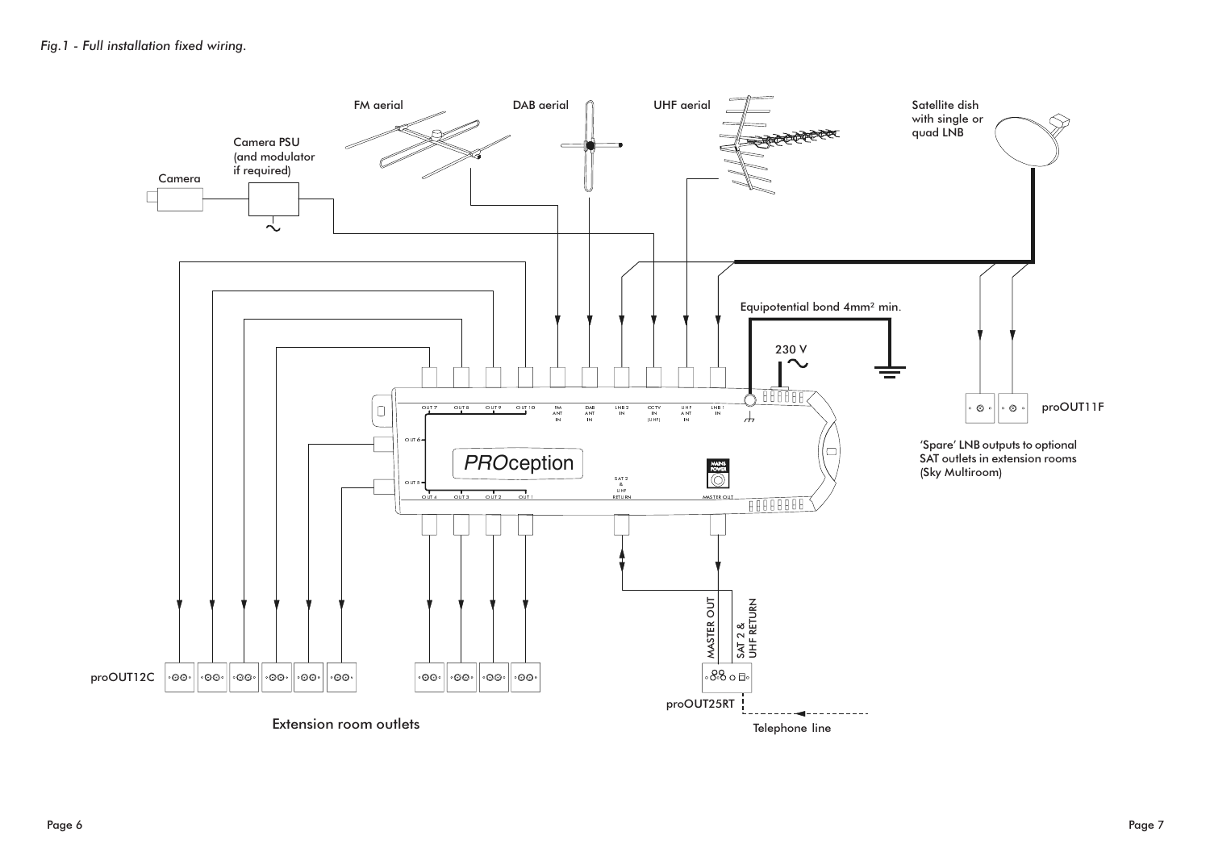*Fig.1 - Full installation fixed wiring.*

FM aerial

DAB aerial

UHF aerial

Satellite dish with single or quad LNB

Camera PSU (and modulator if required)

Camera

Equipotential bond 4mm² min.

230 V

OUT 7 OUT 8 OUT 9 OUT 10 FM ANT IN DAB ANT IN LNB 2 IN CCTV IN (UHF) UHF ANT IN LNB 1 IN

OUT 6

OUT 5

PROception

SAT 2 & UHF RETURN

MAINS POWER

MASTER OUT

OUT 4 OUT 3 OUT 2 OUT 1

proOUT11F

'Spare' LNB outputs to optional SAT outlets in extension rooms (Sky Multiroom)

MASTER OUT

SAT 2 & UHF RETURN

proOUT12C

proOUT25RT

Telephone line

Extension room outlets